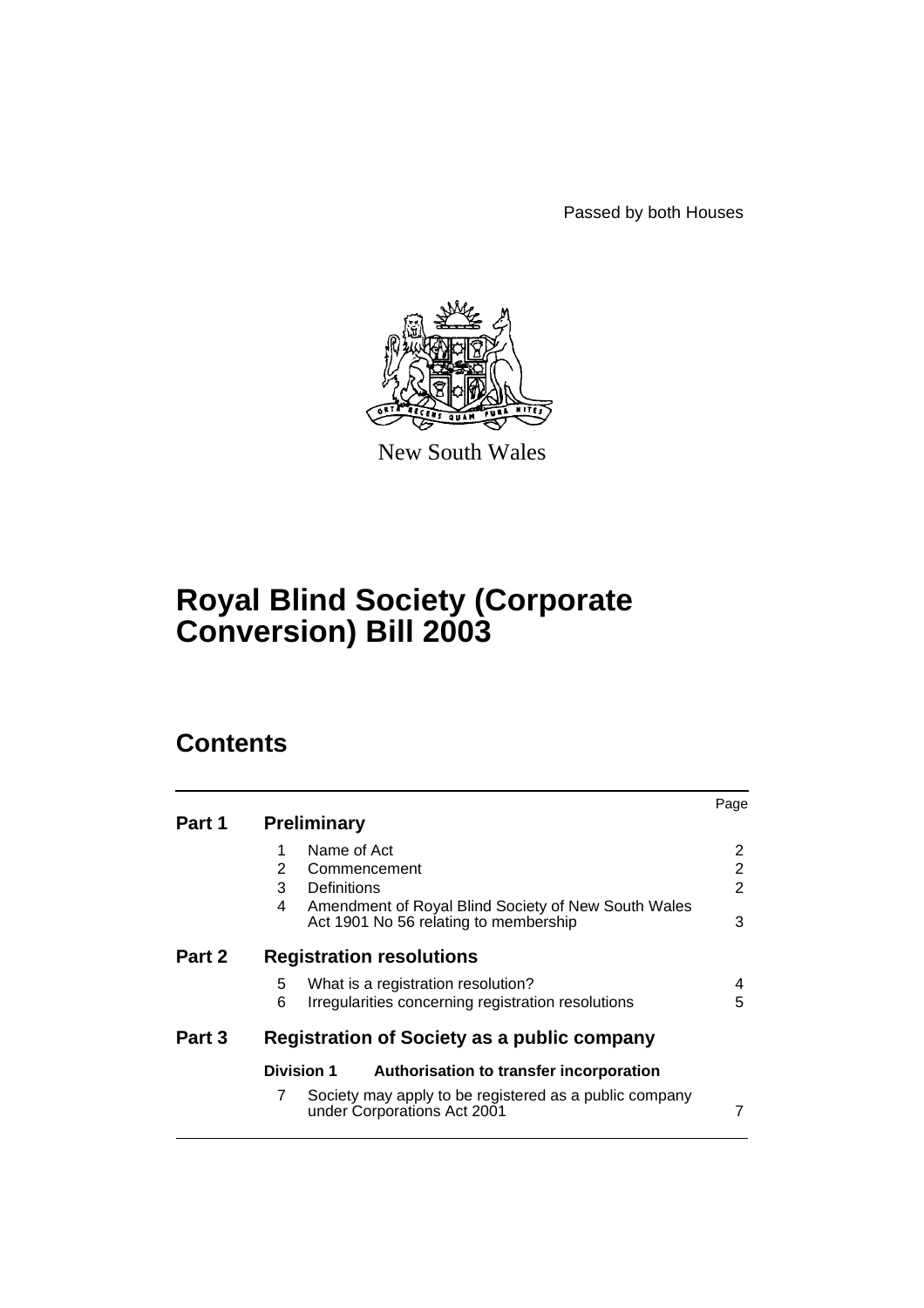Passed by both Houses

New South Wales

# Royal Blind Society (Corporate Conversion) Bill 2003

## Contents

| | | | Page |
|---|---|---|---|
| **Part 1** | **Preliminary** | | |
| | 1 | Name of Act | 2 |
| | 2 | Commencement | 2 |
| | 3 | Definitions | 2 |
| | 4 | Amendment of Royal Blind Society of New South Wales Act 1901 No 56 relating to membership | 3 |
| **Part 2** | **Registration resolutions** | | |
| | 5 | What is a registration resolution? | 4 |
| | 6 | Irregularities concerning registration resolutions | 5 |
| **Part 3** | **Registration of Society as a public company** | | |
| | **Division 1** | **Authorisation to transfer incorporation** | |
| | 7 | Society may apply to be registered as a public company under Corporations Act 2001 | 7 |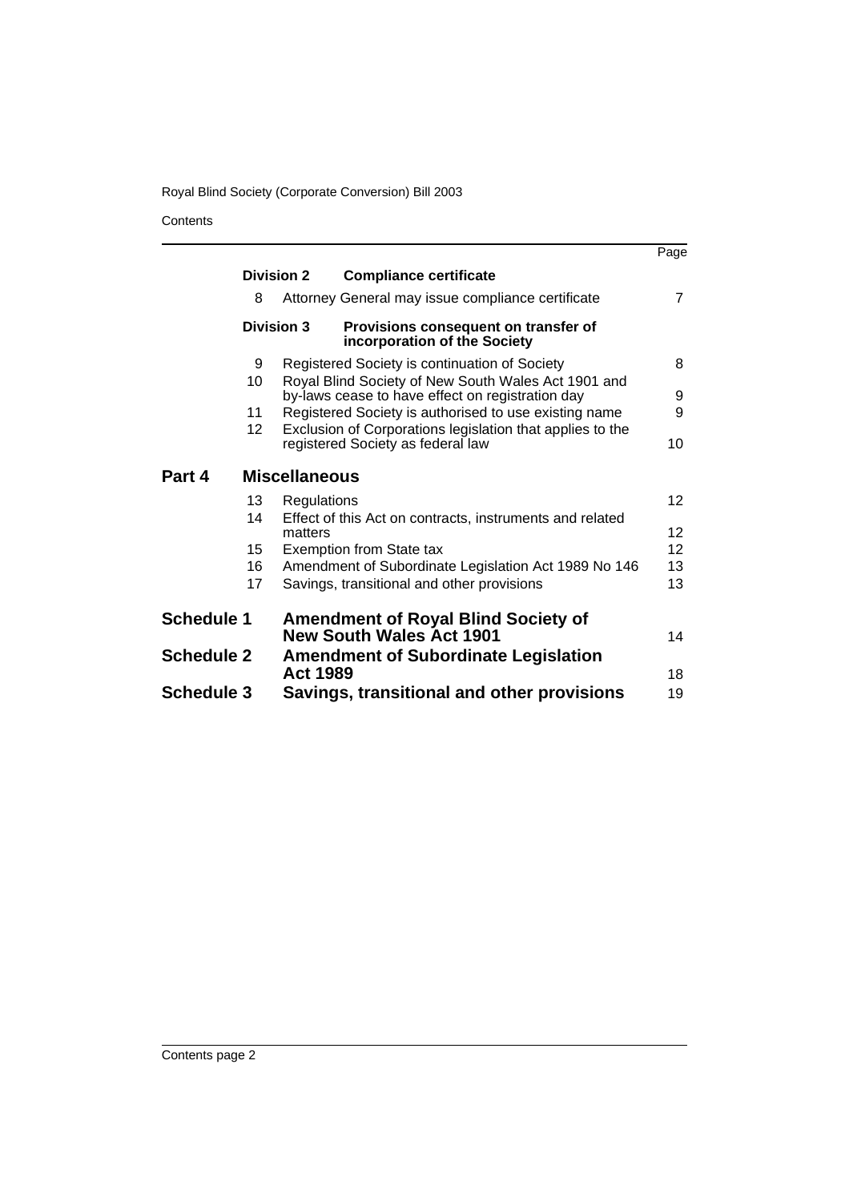| | | | Page |
|---|---|---|---|
| | **Division 2** | **Compliance certificate** | |
| | 8 | Attorney General may issue compliance certificate | 7 |
| | **Division 3** | **Provisions consequent on transfer of incorporation of the Society** | |
| | 9 | Registered Society is continuation of Society | 8 |
| | 10 | Royal Blind Society of New South Wales Act 1901 and by-laws cease to have effect on registration day | 9 |
| | 11 | Registered Society is authorised to use existing name | 9 |
| | 12 | Exclusion of Corporations legislation that applies to the registered Society as federal law | 10 |
| **Part 4** | **Miscellaneous** | | |
| | 13 | Regulations | 12 |
| | 14 | Effect of this Act on contracts, instruments and related matters | 12 |
| | 15 | Exemption from State tax | 12 |
| | 16 | Amendment of Subordinate Legislation Act 1989 No 146 | 13 |
| | 17 | Savings, transitional and other provisions | 13 |
| **Schedule 1** | **Amendment of Royal Blind Society of New South Wales Act 1901** | | 14 |
| **Schedule 2** | **Amendment of Subordinate Legislation Act 1989** | | 18 |
| **Schedule 3** | **Savings, transitional and other provisions** | | 19 |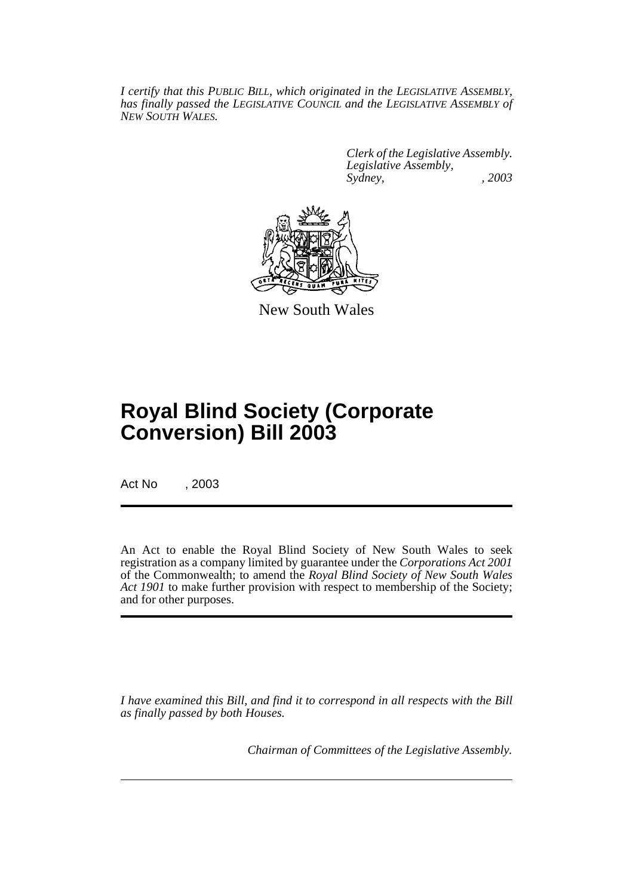*I certify that this PUBLIC BILL, which originated in the LEGISLATIVE ASSEMBLY, has finally passed the LEGISLATIVE COUNCIL and the LEGISLATIVE ASSEMBLY of NEW SOUTH WALES.*

*Clerk of the Legislative Assembly.*
*Legislative Assembly,*
*Sydney, , 2003*

New South Wales

# Royal Blind Society (Corporate Conversion) Bill 2003

Act No , 2003

An Act to enable the Royal Blind Society of New South Wales to seek registration as a company limited by guarantee under the *Corporations Act 2001* of the Commonwealth; to amend the *Royal Blind Society of New South Wales Act 1901* to make further provision with respect to membership of the Society; and for other purposes.

*I have examined this Bill, and find it to correspond in all respects with the Bill as finally passed by both Houses.*

*Chairman of Committees of the Legislative Assembly.*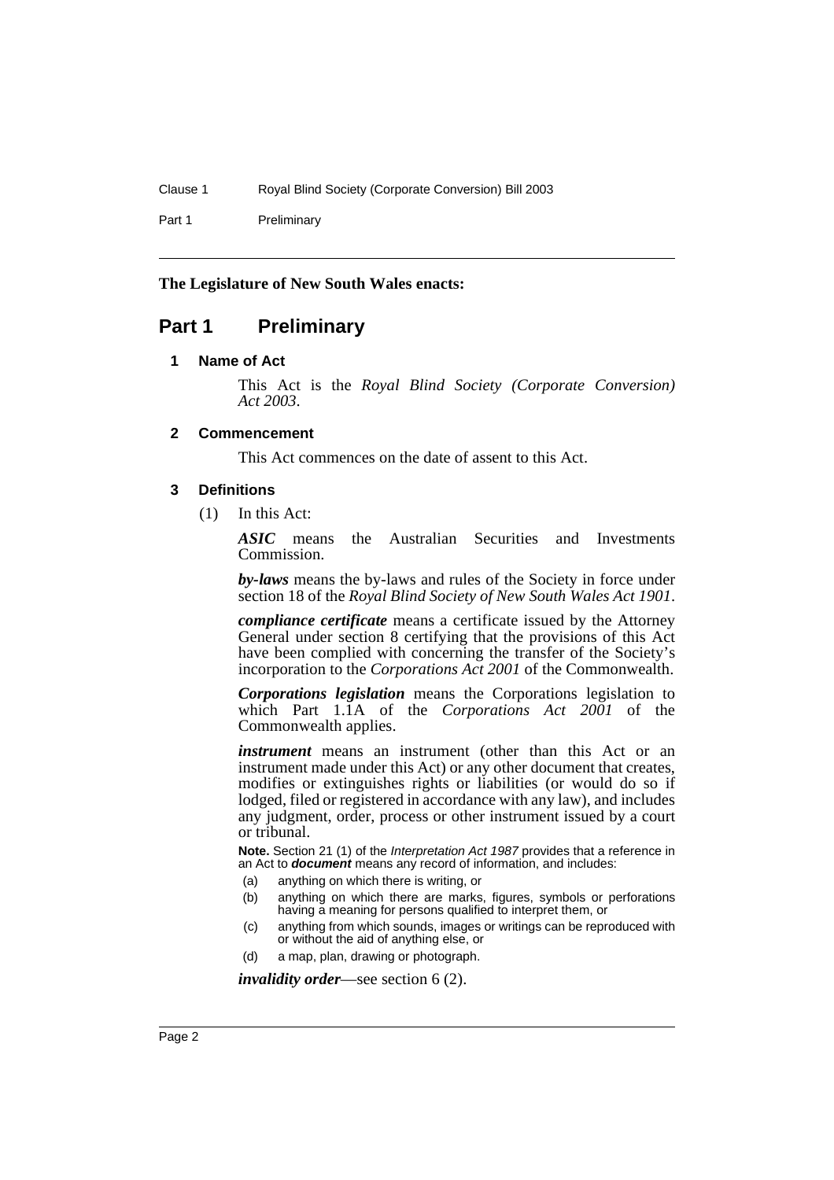The Legislature of New South Wales enacts:

## Part 1 Preliminary

### 1 Name of Act

This Act is the *Royal Blind Society (Corporate Conversion) Act 2003*.

### 2 Commencement

This Act commences on the date of assent to this Act.

### 3 Definitions

(1) In this Act:

***ASIC*** means the Australian Securities and Investments Commission.

***by-laws*** means the by-laws and rules of the Society in force under section 18 of the *Royal Blind Society of New South Wales Act 1901*.

***compliance certificate*** means a certificate issued by the Attorney General under section 8 certifying that the provisions of this Act have been complied with concerning the transfer of the Society's incorporation to the *Corporations Act 2001* of the Commonwealth.

***Corporations legislation*** means the Corporations legislation to which Part 1.1A of the *Corporations Act 2001* of the Commonwealth applies.

***instrument*** means an instrument (other than this Act or an instrument made under this Act) or any other document that creates, modifies or extinguishes rights or liabilities (or would do so if lodged, filed or registered in accordance with any law), and includes any judgment, order, process or other instrument issued by a court or tribunal.

**Note.** Section 21 (1) of the *Interpretation Act 1987* provides that a reference in an Act to ***document*** means any record of information, and includes:

(a) anything on which there is writing, or

(b) anything on which there are marks, figures, symbols or perforations having a meaning for persons qualified to interpret them, or

(c) anything from which sounds, images or writings can be reproduced with or without the aid of anything else, or

(d) a map, plan, drawing or photograph.

***invalidity order***—see section 6 (2).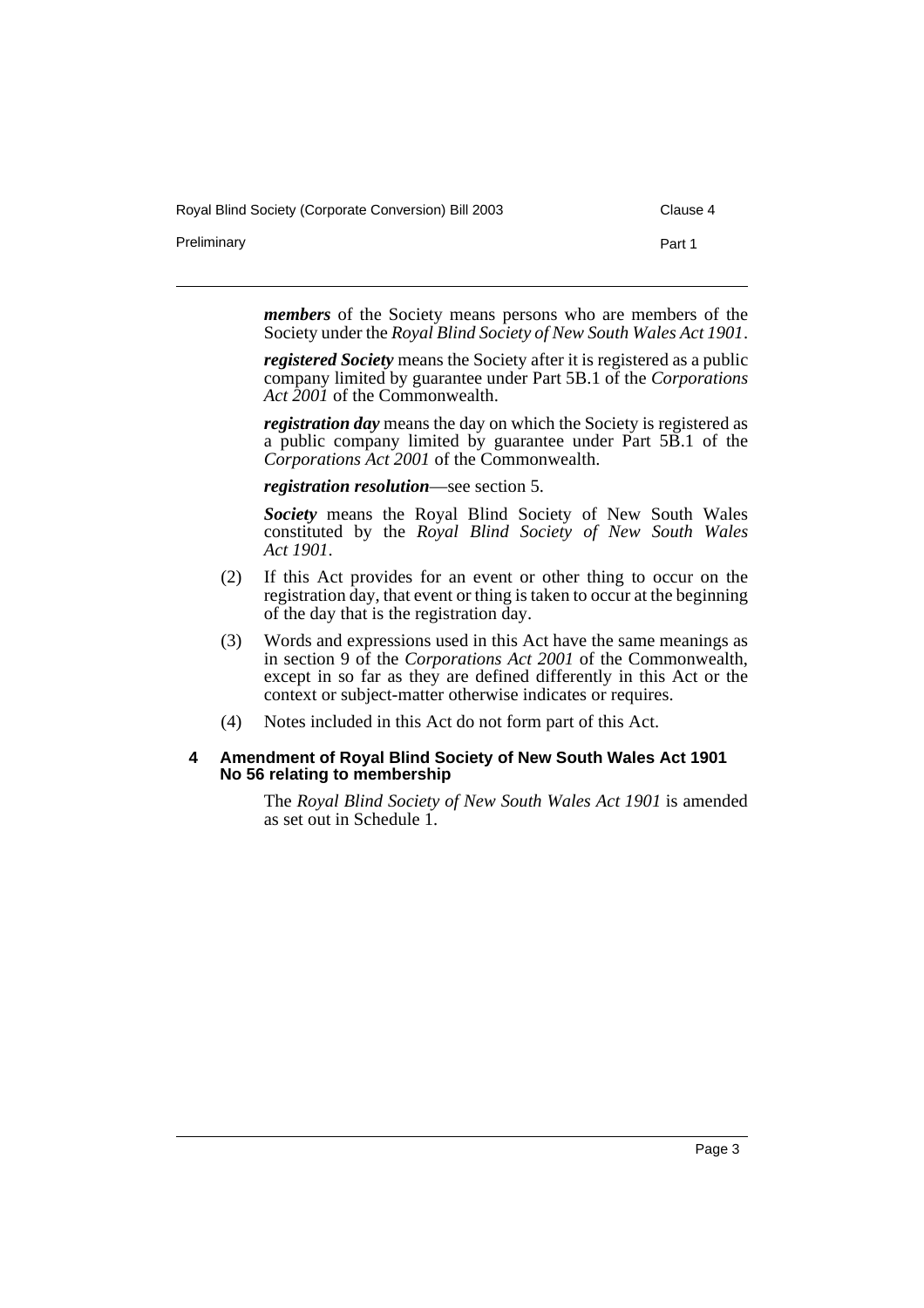***members*** of the Society means persons who are members of the Society under the *Royal Blind Society of New South Wales Act 1901*.

***registered Society*** means the Society after it is registered as a public company limited by guarantee under Part 5B.1 of the *Corporations Act 2001* of the Commonwealth.

***registration day*** means the day on which the Society is registered as a public company limited by guarantee under Part 5B.1 of the *Corporations Act 2001* of the Commonwealth.

***registration resolution***—see section 5.

***Society*** means the Royal Blind Society of New South Wales constituted by the *Royal Blind Society of New South Wales Act 1901*.

(2) If this Act provides for an event or other thing to occur on the registration day, that event or thing is taken to occur at the beginning of the day that is the registration day.

(3) Words and expressions used in this Act have the same meanings as in section 9 of the *Corporations Act 2001* of the Commonwealth, except in so far as they are defined differently in this Act or the context or subject-matter otherwise indicates or requires.

(4) Notes included in this Act do not form part of this Act.

#### 4 Amendment of Royal Blind Society of New South Wales Act 1901 No 56 relating to membership

The *Royal Blind Society of New South Wales Act 1901* is amended as set out in Schedule 1.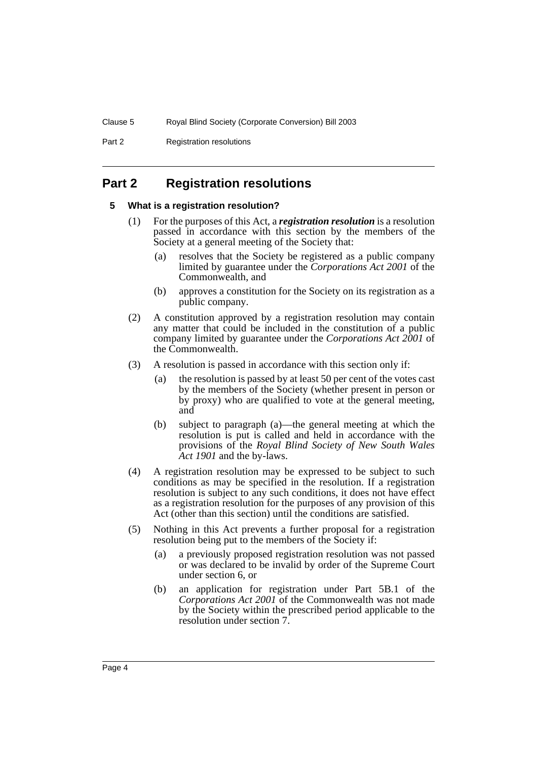## Part 2 Registration resolutions

### 5 What is a registration resolution?

(1) For the purposes of this Act, a ***registration resolution*** is a resolution passed in accordance with this section by the members of the Society at a general meeting of the Society that:

   (a) resolves that the Society be registered as a public company limited by guarantee under the *Corporations Act 2001* of the Commonwealth, and

   (b) approves a constitution for the Society on its registration as a public company.

(2) A constitution approved by a registration resolution may contain any matter that could be included in the constitution of a public company limited by guarantee under the *Corporations Act 2001* of the Commonwealth.

(3) A resolution is passed in accordance with this section only if:

   (a) the resolution is passed by at least 50 per cent of the votes cast by the members of the Society (whether present in person or by proxy) who are qualified to vote at the general meeting, and

   (b) subject to paragraph (a)—the general meeting at which the resolution is put is called and held in accordance with the provisions of the *Royal Blind Society of New South Wales Act 1901* and the by-laws.

(4) A registration resolution may be expressed to be subject to such conditions as may be specified in the resolution. If a registration resolution is subject to any such conditions, it does not have effect as a registration resolution for the purposes of any provision of this Act (other than this section) until the conditions are satisfied.

(5) Nothing in this Act prevents a further proposal for a registration resolution being put to the members of the Society if:

   (a) a previously proposed registration resolution was not passed or was declared to be invalid by order of the Supreme Court under section 6, or

   (b) an application for registration under Part 5B.1 of the *Corporations Act 2001* of the Commonwealth was not made by the Society within the prescribed period applicable to the resolution under section 7.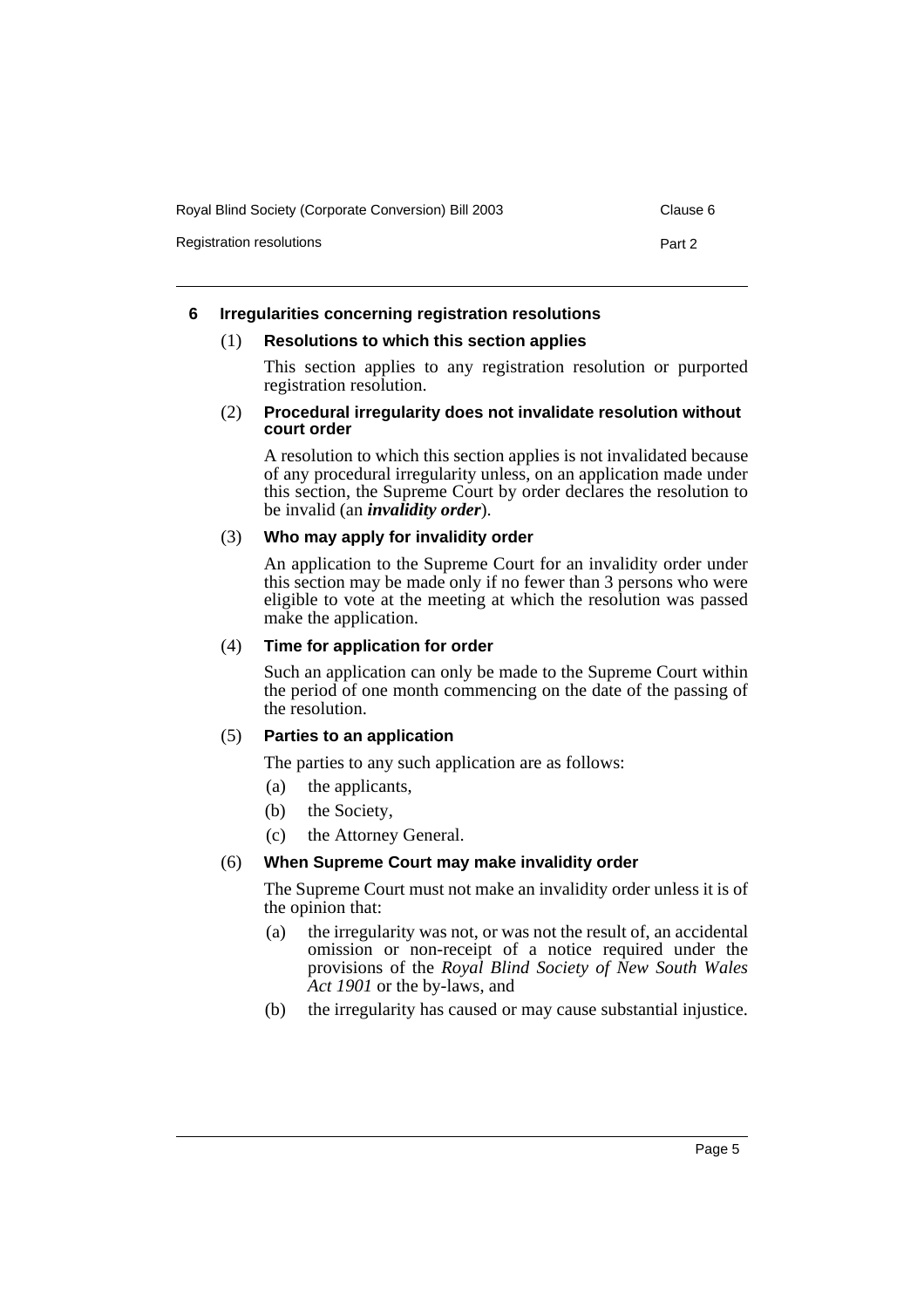### 6 Irregularities concerning registration resolutions

(1) **Resolutions to which this section applies**

This section applies to any registration resolution or purported registration resolution.

(2) **Procedural irregularity does not invalidate resolution without court order**

A resolution to which this section applies is not invalidated because of any procedural irregularity unless, on an application made under this section, the Supreme Court by order declares the resolution to be invalid (an ***invalidity order***).

(3) **Who may apply for invalidity order**

An application to the Supreme Court for an invalidity order under this section may be made only if no fewer than 3 persons who were eligible to vote at the meeting at which the resolution was passed make the application.

(4) **Time for application for order**

Such an application can only be made to the Supreme Court within the period of one month commencing on the date of the passing of the resolution.

(5) **Parties to an application**

The parties to any such application are as follows:

(a) the applicants,

(b) the Society,

(c) the Attorney General.

(6) **When Supreme Court may make invalidity order**

The Supreme Court must not make an invalidity order unless it is of the opinion that:

(a) the irregularity was not, or was not the result of, an accidental omission or non-receipt of a notice required under the provisions of the *Royal Blind Society of New South Wales Act 1901* or the by-laws, and

(b) the irregularity has caused or may cause substantial injustice.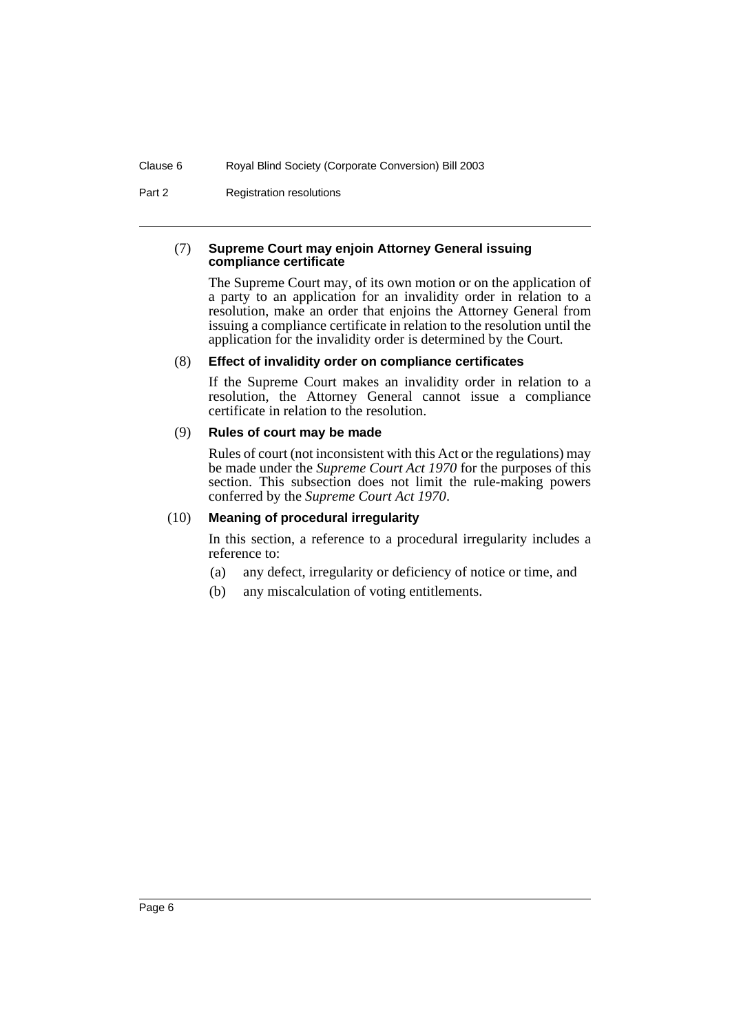(7) **Supreme Court may enjoin Attorney General issuing compliance certificate**

The Supreme Court may, of its own motion or on the application of a party to an application for an invalidity order in relation to a resolution, make an order that enjoins the Attorney General from issuing a compliance certificate in relation to the resolution until the application for the invalidity order is determined by the Court.

(8) **Effect of invalidity order on compliance certificates**

If the Supreme Court makes an invalidity order in relation to a resolution, the Attorney General cannot issue a compliance certificate in relation to the resolution.

(9) **Rules of court may be made**

Rules of court (not inconsistent with this Act or the regulations) may be made under the *Supreme Court Act 1970* for the purposes of this section. This subsection does not limit the rule-making powers conferred by the *Supreme Court Act 1970*.

(10) **Meaning of procedural irregularity**

In this section, a reference to a procedural irregularity includes a reference to:

(a) any defect, irregularity or deficiency of notice or time, and

(b) any miscalculation of voting entitlements.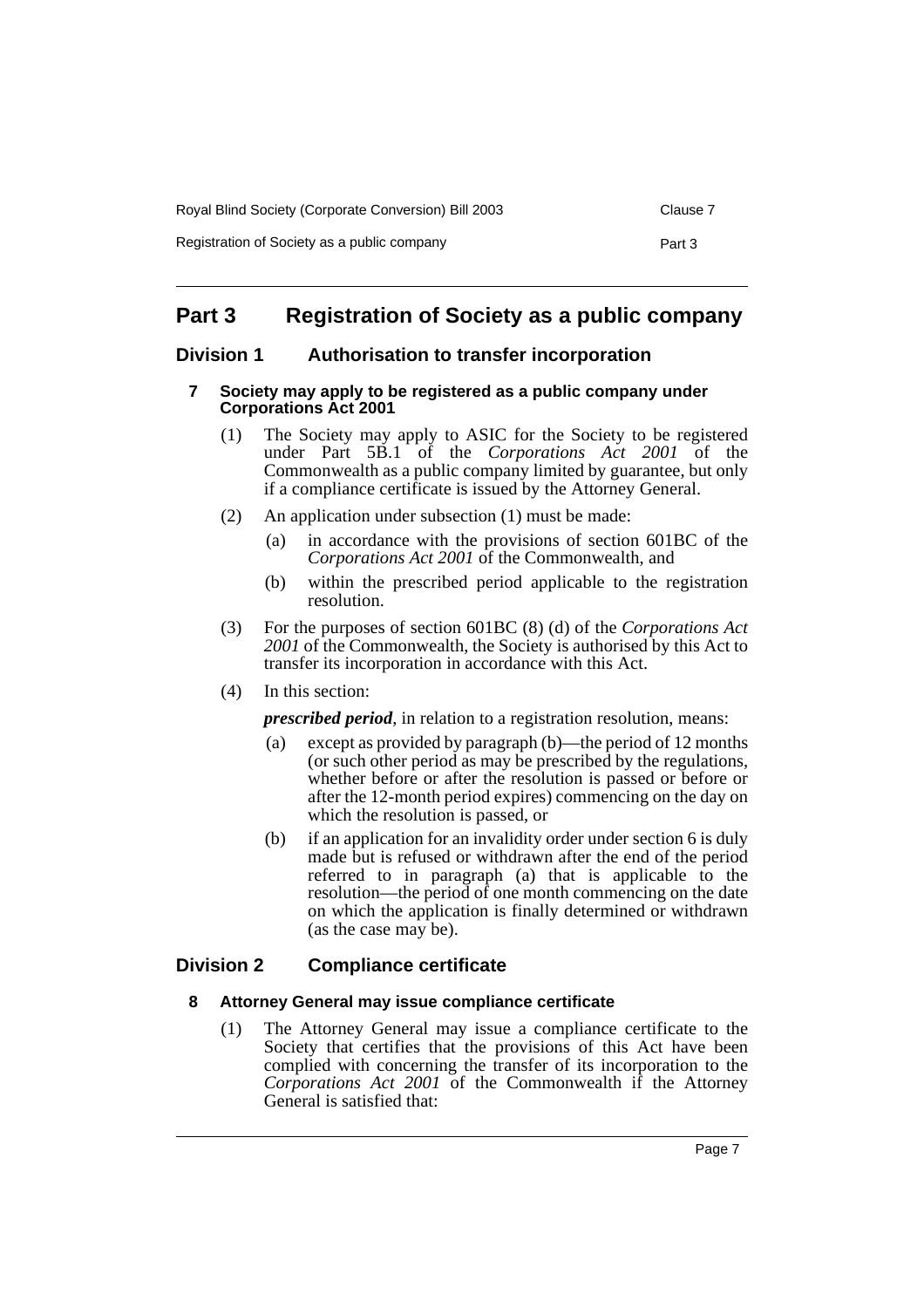# Part 3 Registration of Society as a public company

## Division 1 Authorisation to transfer incorporation

### 7 Society may apply to be registered as a public company under Corporations Act 2001

(1) The Society may apply to ASIC for the Society to be registered under Part 5B.1 of the *Corporations Act 2001* of the Commonwealth as a public company limited by guarantee, but only if a compliance certificate is issued by the Attorney General.

(2) An application under subsection (1) must be made:

(a) in accordance with the provisions of section 601BC of the *Corporations Act 2001* of the Commonwealth, and

(b) within the prescribed period applicable to the registration resolution.

(3) For the purposes of section 601BC (8) (d) of the *Corporations Act 2001* of the Commonwealth, the Society is authorised by this Act to transfer its incorporation in accordance with this Act.

(4) In this section:

***prescribed period***, in relation to a registration resolution, means:

(a) except as provided by paragraph (b)—the period of 12 months (or such other period as may be prescribed by the regulations, whether before or after the resolution is passed or before or after the 12-month period expires) commencing on the day on which the resolution is passed, or

(b) if an application for an invalidity order under section 6 is duly made but is refused or withdrawn after the end of the period referred to in paragraph (a) that is applicable to the resolution—the period of one month commencing on the date on which the application is finally determined or withdrawn (as the case may be).

## Division 2 Compliance certificate

### 8 Attorney General may issue compliance certificate

(1) The Attorney General may issue a compliance certificate to the Society that certifies that the provisions of this Act have been complied with concerning the transfer of its incorporation to the *Corporations Act 2001* of the Commonwealth if the Attorney General is satisfied that: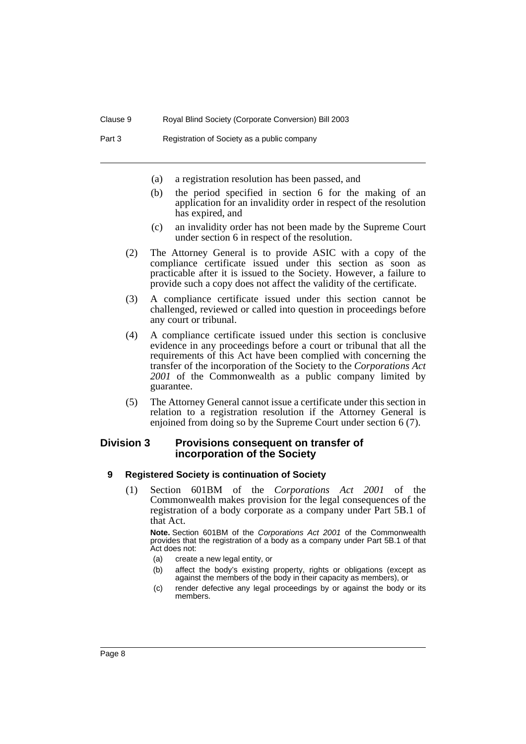(a) a registration resolution has been passed, and

(b) the period specified in section 6 for the making of an application for an invalidity order in respect of the resolution has expired, and

(c) an invalidity order has not been made by the Supreme Court under section 6 in respect of the resolution.

(2) The Attorney General is to provide ASIC with a copy of the compliance certificate issued under this section as soon as practicable after it is issued to the Society. However, a failure to provide such a copy does not affect the validity of the certificate.

(3) A compliance certificate issued under this section cannot be challenged, reviewed or called into question in proceedings before any court or tribunal.

(4) A compliance certificate issued under this section is conclusive evidence in any proceedings before a court or tribunal that all the requirements of this Act have been complied with concerning the transfer of the incorporation of the Society to the *Corporations Act 2001* of the Commonwealth as a public company limited by guarantee.

(5) The Attorney General cannot issue a certificate under this section in relation to a registration resolution if the Attorney General is enjoined from doing so by the Supreme Court under section 6 (7).

## Division 3 Provisions consequent on transfer of incorporation of the Society

### 9 Registered Society is continuation of Society

(1) Section 601BM of the *Corporations Act 2001* of the Commonwealth makes provision for the legal consequences of the registration of a body corporate as a company under Part 5B.1 of that Act.

**Note.** Section 601BM of the *Corporations Act 2001* of the Commonwealth provides that the registration of a body as a company under Part 5B.1 of that Act does not:

(a) create a new legal entity, or

(b) affect the body's existing property, rights or obligations (except as against the members of the body in their capacity as members), or

(c) render defective any legal proceedings by or against the body or its members.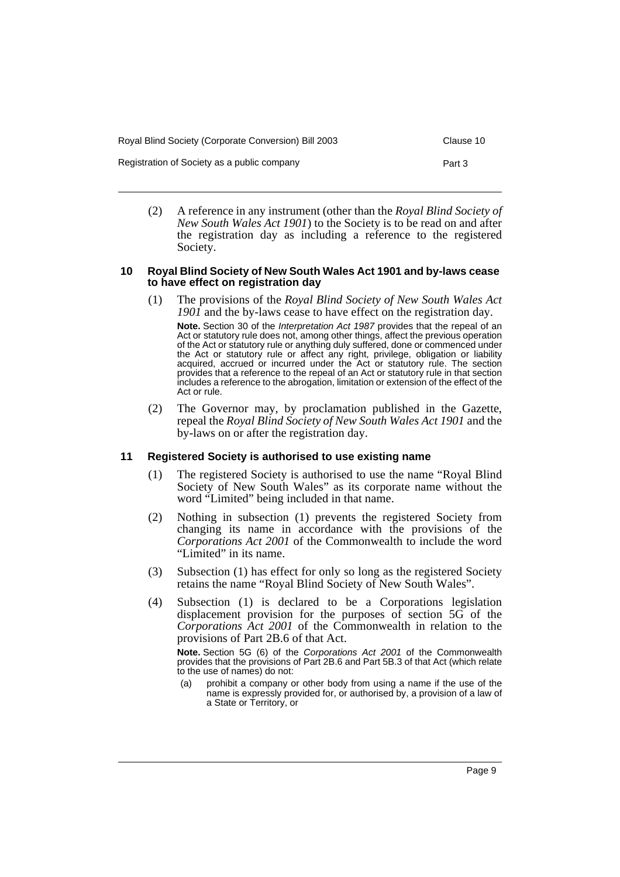(2) A reference in any instrument (other than the *Royal Blind Society of New South Wales Act 1901*) to the Society is to be read on and after the registration day as including a reference to the registered Society.

### 10 Royal Blind Society of New South Wales Act 1901 and by-laws cease to have effect on registration day

(1) The provisions of the *Royal Blind Society of New South Wales Act 1901* and the by-laws cease to have effect on the registration day.

**Note.** Section 30 of the *Interpretation Act 1987* provides that the repeal of an Act or statutory rule does not, among other things, affect the previous operation of the Act or statutory rule or anything duly suffered, done or commenced under the Act or statutory rule or affect any right, privilege, obligation or liability acquired, accrued or incurred under the Act or statutory rule. The section provides that a reference to the repeal of an Act or statutory rule in that section includes a reference to the abrogation, limitation or extension of the effect of the Act or rule.

(2) The Governor may, by proclamation published in the Gazette, repeal the *Royal Blind Society of New South Wales Act 1901* and the by-laws on or after the registration day.

### 11 Registered Society is authorised to use existing name

(1) The registered Society is authorised to use the name "Royal Blind Society of New South Wales" as its corporate name without the word "Limited" being included in that name.

(2) Nothing in subsection (1) prevents the registered Society from changing its name in accordance with the provisions of the *Corporations Act 2001* of the Commonwealth to include the word "Limited" in its name.

(3) Subsection (1) has effect for only so long as the registered Society retains the name "Royal Blind Society of New South Wales".

(4) Subsection (1) is declared to be a Corporations legislation displacement provision for the purposes of section 5G of the *Corporations Act 2001* of the Commonwealth in relation to the provisions of Part 2B.6 of that Act.

**Note.** Section 5G (6) of the *Corporations Act 2001* of the Commonwealth provides that the provisions of Part 2B.6 and Part 5B.3 of that Act (which relate to the use of names) do not:

(a) prohibit a company or other body from using a name if the use of the name is expressly provided for, or authorised by, a provision of a law of a State or Territory, or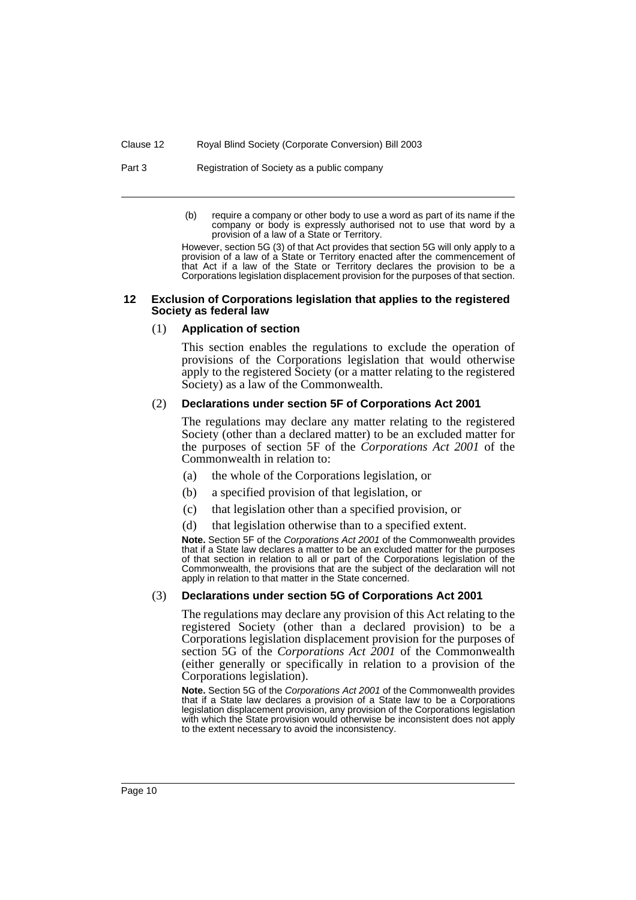(b) require a company or other body to use a word as part of its name if the company or body is expressly authorised not to use that word by a provision of a law of a State or Territory.

However, section 5G (3) of that Act provides that section 5G will only apply to a provision of a law of a State or Territory enacted after the commencement of that Act if a law of the State or Territory declares the provision to be a Corporations legislation displacement provision for the purposes of that section.

### 12 Exclusion of Corporations legislation that applies to the registered Society as federal law

(1) **Application of section**

This section enables the regulations to exclude the operation of provisions of the Corporations legislation that would otherwise apply to the registered Society (or a matter relating to the registered Society) as a law of the Commonwealth.

(2) **Declarations under section 5F of Corporations Act 2001**

The regulations may declare any matter relating to the registered Society (other than a declared matter) to be an excluded matter for the purposes of section 5F of the *Corporations Act 2001* of the Commonwealth in relation to:

(a) the whole of the Corporations legislation, or

(b) a specified provision of that legislation, or

(c) that legislation other than a specified provision, or

(d) that legislation otherwise than to a specified extent.

**Note.** Section 5F of the *Corporations Act 2001* of the Commonwealth provides that if a State law declares a matter to be an excluded matter for the purposes of that section in relation to all or part of the Corporations legislation of the Commonwealth, the provisions that are the subject of the declaration will not apply in relation to that matter in the State concerned.

(3) **Declarations under section 5G of Corporations Act 2001**

The regulations may declare any provision of this Act relating to the registered Society (other than a declared provision) to be a Corporations legislation displacement provision for the purposes of section 5G of the *Corporations Act 2001* of the Commonwealth (either generally or specifically in relation to a provision of the Corporations legislation).

**Note.** Section 5G of the *Corporations Act 2001* of the Commonwealth provides that if a State law declares a provision of a State law to be a Corporations legislation displacement provision, any provision of the Corporations legislation with which the State provision would otherwise be inconsistent does not apply to the extent necessary to avoid the inconsistency.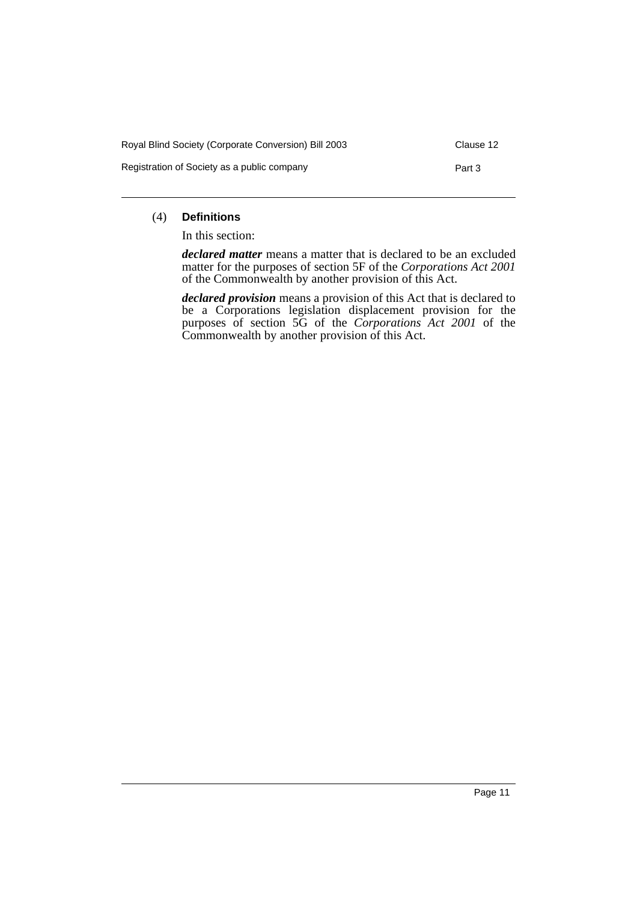(4) **Definitions**

In this section:

***declared matter*** means a matter that is declared to be an excluded matter for the purposes of section 5F of the *Corporations Act 2001* of the Commonwealth by another provision of this Act.

***declared provision*** means a provision of this Act that is declared to be a Corporations legislation displacement provision for the purposes of section 5G of the *Corporations Act 2001* of the Commonwealth by another provision of this Act.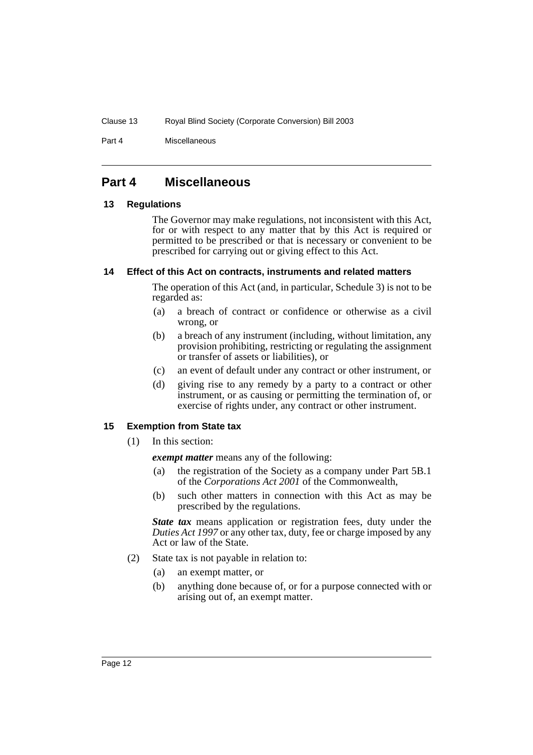# Part 4 Miscellaneous

## 13 Regulations

The Governor may make regulations, not inconsistent with this Act, for or with respect to any matter that by this Act is required or permitted to be prescribed or that is necessary or convenient to be prescribed for carrying out or giving effect to this Act.

## 14 Effect of this Act on contracts, instruments and related matters

The operation of this Act (and, in particular, Schedule 3) is not to be regarded as:

(a) a breach of contract or confidence or otherwise as a civil wrong, or

(b) a breach of any instrument (including, without limitation, any provision prohibiting, restricting or regulating the assignment or transfer of assets or liabilities), or

(c) an event of default under any contract or other instrument, or

(d) giving rise to any remedy by a party to a contract or other instrument, or as causing or permitting the termination of, or exercise of rights under, any contract or other instrument.

## 15 Exemption from State tax

(1) In this section:

***exempt matter*** means any of the following:

(a) the registration of the Society as a company under Part 5B.1 of the *Corporations Act 2001* of the Commonwealth,

(b) such other matters in connection with this Act as may be prescribed by the regulations.

***State tax*** means application or registration fees, duty under the *Duties Act 1997* or any other tax, duty, fee or charge imposed by any Act or law of the State.

(2) State tax is not payable in relation to:

(a) an exempt matter, or

(b) anything done because of, or for a purpose connected with or arising out of, an exempt matter.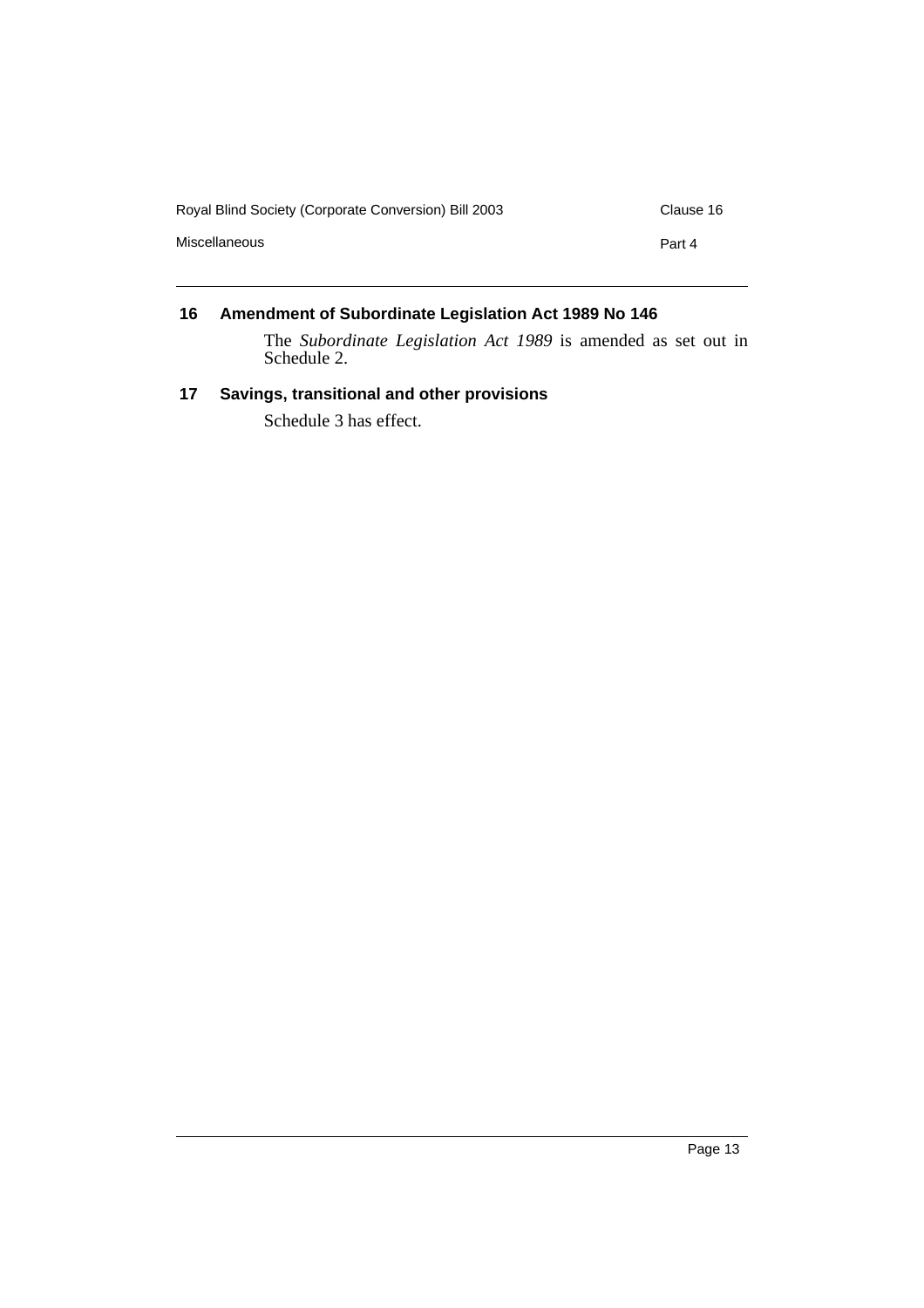## 16 Amendment of Subordinate Legislation Act 1989 No 146

The *Subordinate Legislation Act 1989* is amended as set out in Schedule 2.

## 17 Savings, transitional and other provisions

Schedule 3 has effect.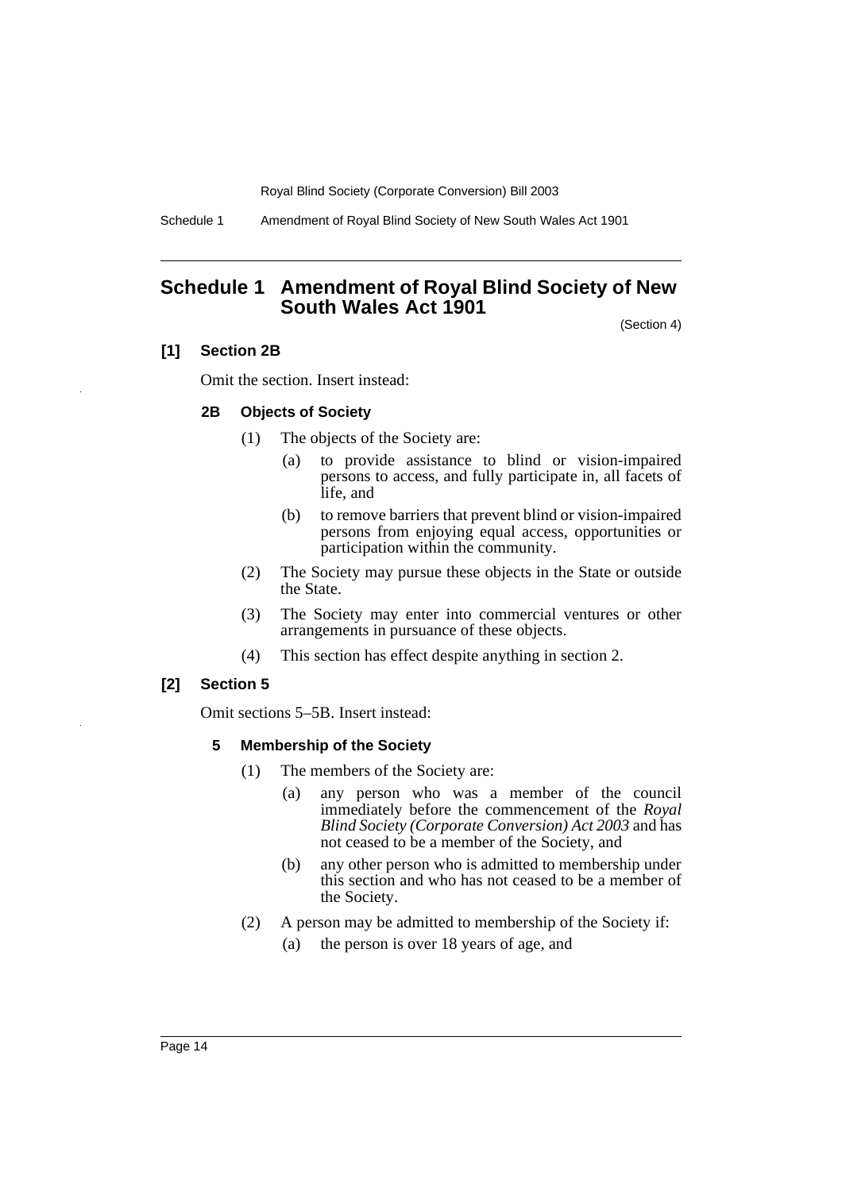# Schedule 1 Amendment of Royal Blind Society of New South Wales Act 1901

(Section 4)

**[1] Section 2B**

Omit the section. Insert instead:

**2B Objects of Society**

(1) The objects of the Society are:

(a) to provide assistance to blind or vision-impaired persons to access, and fully participate in, all facets of life, and

(b) to remove barriers that prevent blind or vision-impaired persons from enjoying equal access, opportunities or participation within the community.

(2) The Society may pursue these objects in the State or outside the State.

(3) The Society may enter into commercial ventures or other arrangements in pursuance of these objects.

(4) This section has effect despite anything in section 2.

**[2] Section 5**

Omit sections 5–5B. Insert instead:

**5 Membership of the Society**

(1) The members of the Society are:

(a) any person who was a member of the council immediately before the commencement of the *Royal Blind Society (Corporate Conversion) Act 2003* and has not ceased to be a member of the Society, and

(b) any other person who is admitted to membership under this section and who has not ceased to be a member of the Society.

(2) A person may be admitted to membership of the Society if:

(a) the person is over 18 years of age, and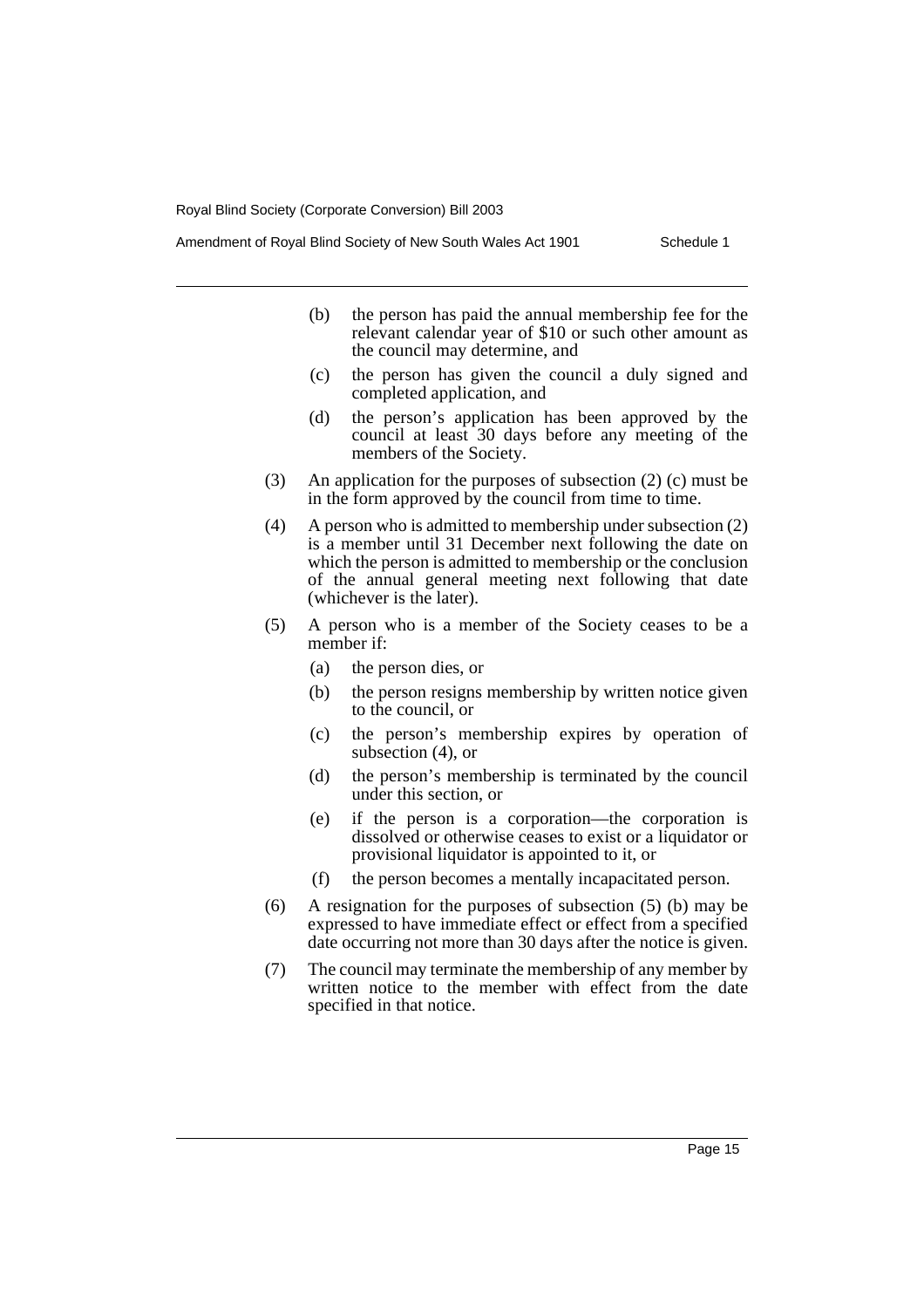(b) the person has paid the annual membership fee for the relevant calendar year of $10 or such other amount as the council may determine, and

(c) the person has given the council a duly signed and completed application, and

(d) the person's application has been approved by the council at least 30 days before any meeting of the members of the Society.

(3) An application for the purposes of subsection (2) (c) must be in the form approved by the council from time to time.

(4) A person who is admitted to membership under subsection (2) is a member until 31 December next following the date on which the person is admitted to membership or the conclusion of the annual general meeting next following that date (whichever is the later).

(5) A person who is a member of the Society ceases to be a member if:

(a) the person dies, or

(b) the person resigns membership by written notice given to the council, or

(c) the person's membership expires by operation of subsection (4), or

(d) the person's membership is terminated by the council under this section, or

(e) if the person is a corporation—the corporation is dissolved or otherwise ceases to exist or a liquidator or provisional liquidator is appointed to it, or

(f) the person becomes a mentally incapacitated person.

(6) A resignation for the purposes of subsection (5) (b) may be expressed to have immediate effect or effect from a specified date occurring not more than 30 days after the notice is given.

(7) The council may terminate the membership of any member by written notice to the member with effect from the date specified in that notice.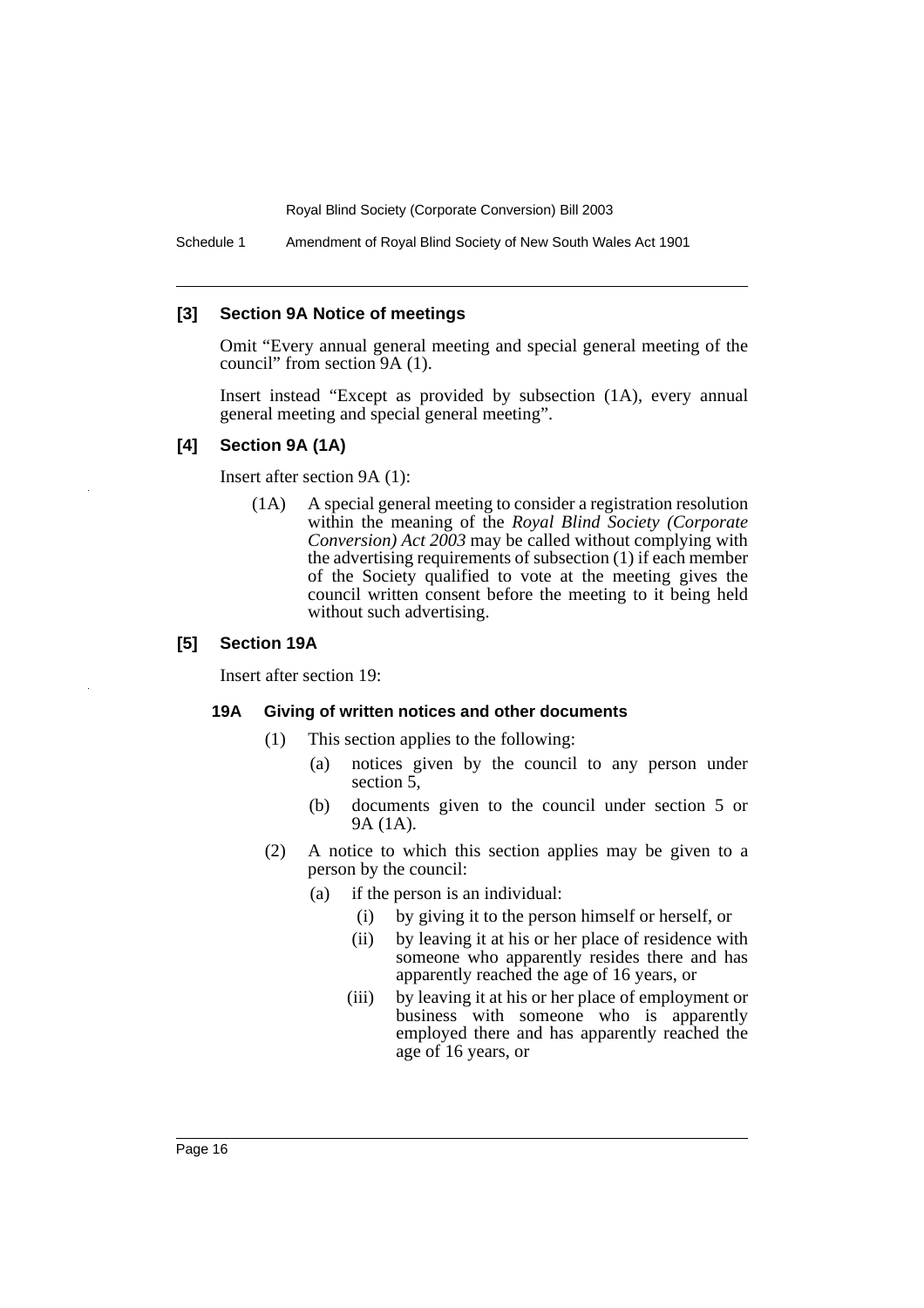### [3] Section 9A Notice of meetings

Omit "Every annual general meeting and special general meeting of the council" from section 9A (1).

Insert instead "Except as provided by subsection (1A), every annual general meeting and special general meeting".

### [4] Section 9A (1A)

Insert after section 9A (1):

(1A) A special general meeting to consider a registration resolution within the meaning of the *Royal Blind Society (Corporate Conversion) Act 2003* may be called without complying with the advertising requirements of subsection (1) if each member of the Society qualified to vote at the meeting gives the council written consent before the meeting to it being held without such advertising.

### [5] Section 19A

Insert after section 19:

#### 19A Giving of written notices and other documents

(1) This section applies to the following:

- (a) notices given by the council to any person under section 5,
- (b) documents given to the council under section 5 or 9A (1A).

(2) A notice to which this section applies may be given to a person by the council:

- (a) if the person is an individual:
  - (i) by giving it to the person himself or herself, or
  - (ii) by leaving it at his or her place of residence with someone who apparently resides there and has apparently reached the age of 16 years, or
  - (iii) by leaving it at his or her place of employment or business with someone who is apparently employed there and has apparently reached the age of 16 years, or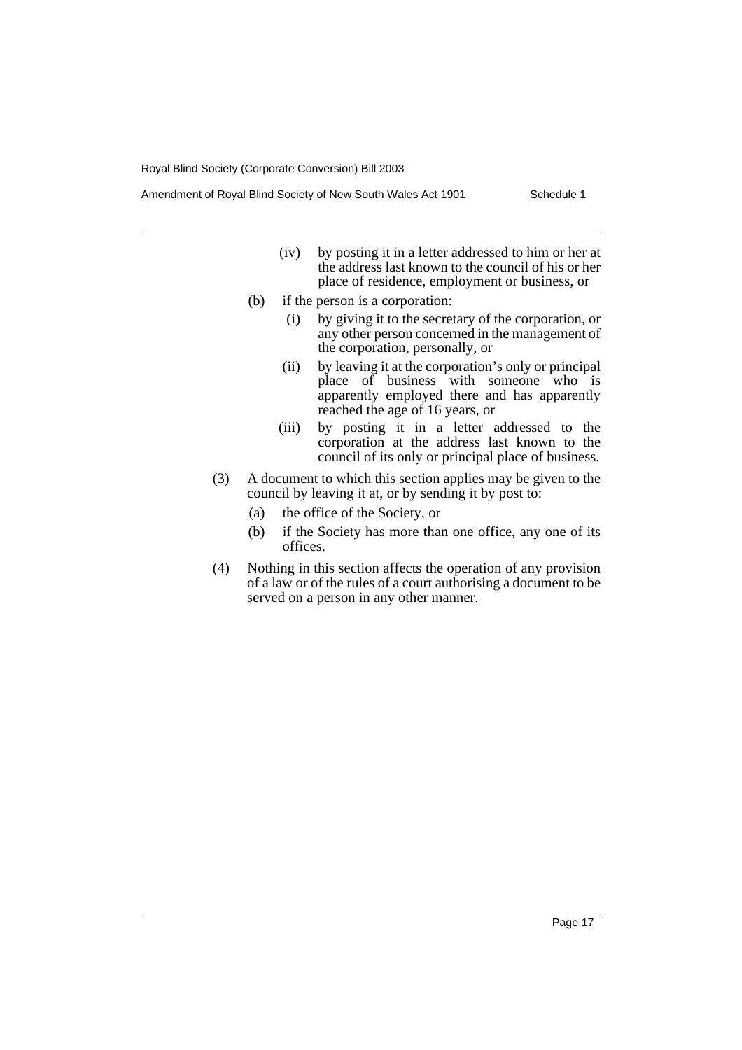(iv) by posting it in a letter addressed to him or her at the address last known to the council of his or her place of residence, employment or business, or

(b) if the person is a corporation:

(i) by giving it to the secretary of the corporation, or any other person concerned in the management of the corporation, personally, or

(ii) by leaving it at the corporation's only or principal place of business with someone who is apparently employed there and has apparently reached the age of 16 years, or

(iii) by posting it in a letter addressed to the corporation at the address last known to the council of its only or principal place of business.

(3) A document to which this section applies may be given to the council by leaving it at, or by sending it by post to:

(a) the office of the Society, or

(b) if the Society has more than one office, any one of its offices.

(4) Nothing in this section affects the operation of any provision of a law or of the rules of a court authorising a document to be served on a person in any other manner.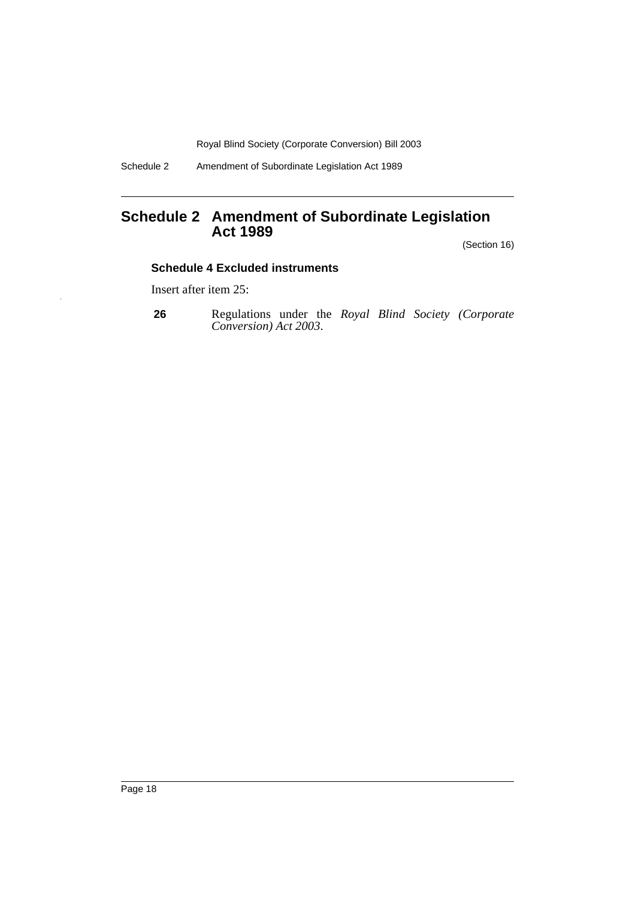# Schedule 2 Amendment of Subordinate Legislation Act 1989

(Section 16)

### Schedule 4 Excluded instruments

Insert after item 25:

**26** Regulations under the *Royal Blind Society (Corporate Conversion) Act 2003*.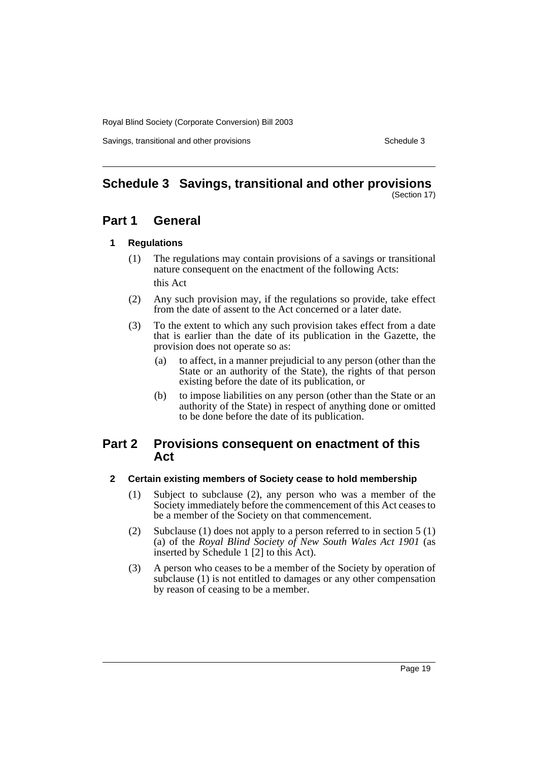# Schedule 3 Savings, transitional and other provisions

(Section 17)

## Part 1 General

### 1 Regulations

(1) The regulations may contain provisions of a savings or transitional nature consequent on the enactment of the following Acts:

this Act

(2) Any such provision may, if the regulations so provide, take effect from the date of assent to the Act concerned or a later date.

(3) To the extent to which any such provision takes effect from a date that is earlier than the date of its publication in the Gazette, the provision does not operate so as:

(a) to affect, in a manner prejudicial to any person (other than the State or an authority of the State), the rights of that person existing before the date of its publication, or

(b) to impose liabilities on any person (other than the State or an authority of the State) in respect of anything done or omitted to be done before the date of its publication.

## Part 2 Provisions consequent on enactment of this Act

### 2 Certain existing members of Society cease to hold membership

(1) Subject to subclause (2), any person who was a member of the Society immediately before the commencement of this Act ceases to be a member of the Society on that commencement.

(2) Subclause (1) does not apply to a person referred to in section 5 (1) (a) of the *Royal Blind Society of New South Wales Act 1901* (as inserted by Schedule 1 [2] to this Act).

(3) A person who ceases to be a member of the Society by operation of subclause (1) is not entitled to damages or any other compensation by reason of ceasing to be a member.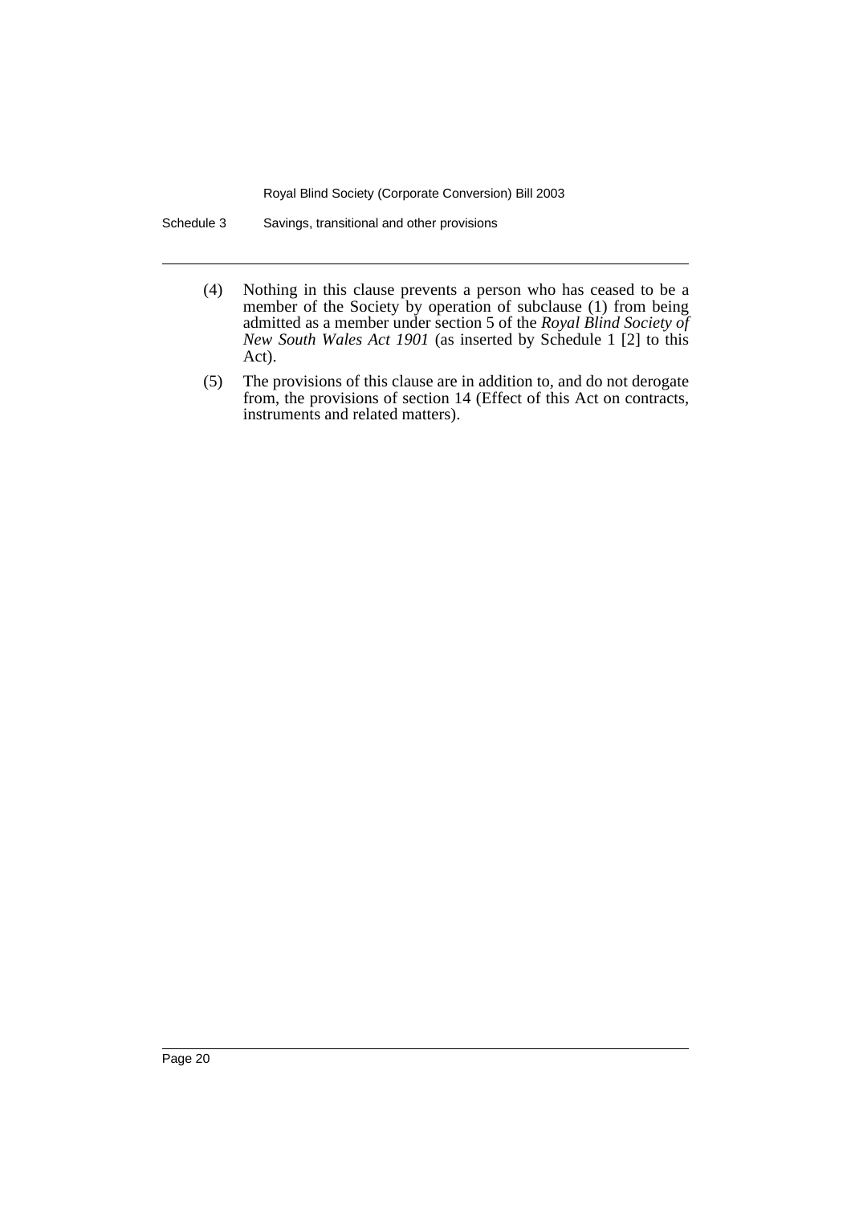(4) Nothing in this clause prevents a person who has ceased to be a member of the Society by operation of subclause (1) from being admitted as a member under section 5 of the *Royal Blind Society of New South Wales Act 1901* (as inserted by Schedule 1 [2] to this Act).

(5) The provisions of this clause are in addition to, and do not derogate from, the provisions of section 14 (Effect of this Act on contracts, instruments and related matters).